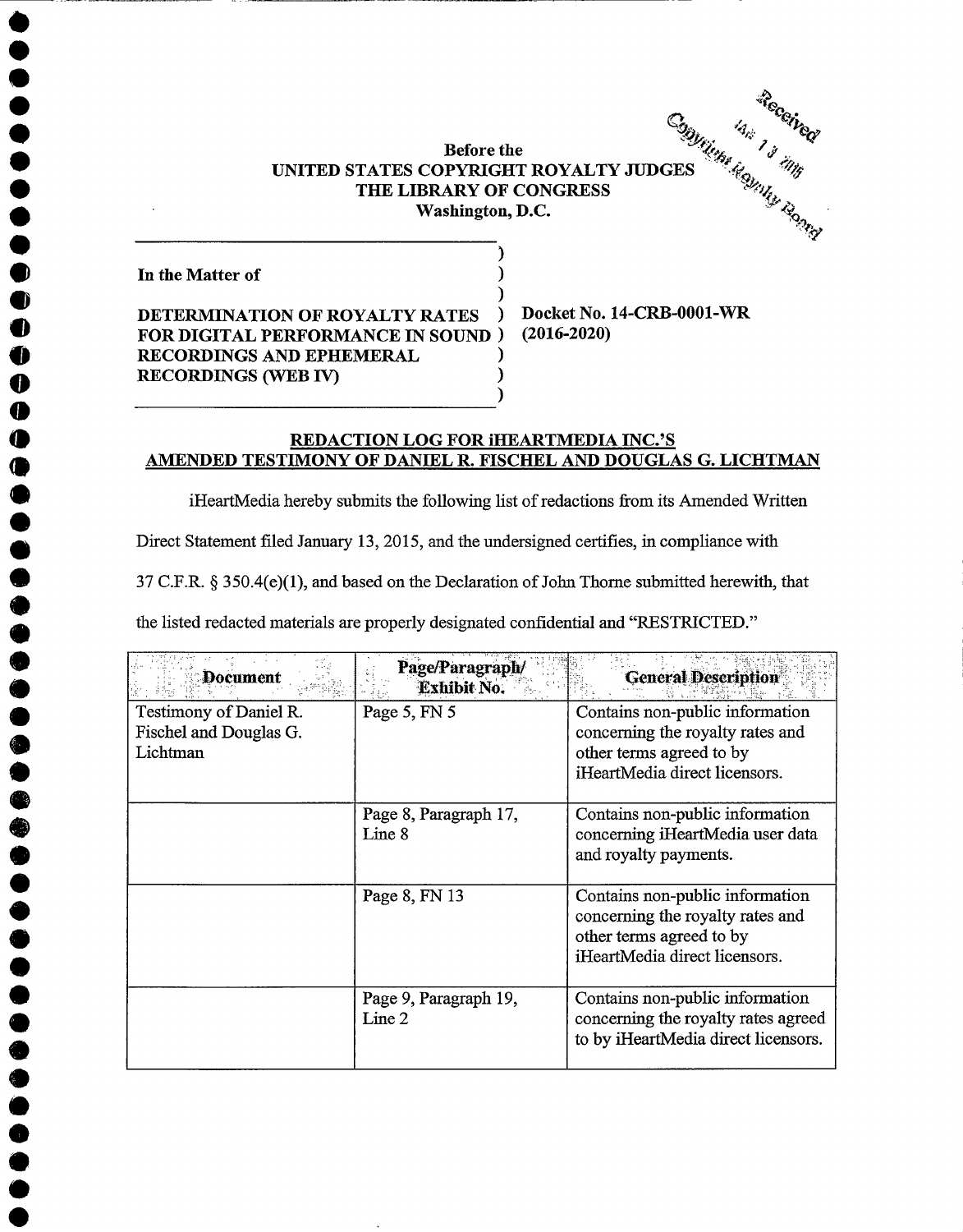Before the
UNITED STATES COPYRIGHT ROYALTY JUDGES
THE LIBRARY OF CONGRESS
Washington, D.C.

Received
Copyright Royalty Board
JAN 13 2015

| | |
|---|---|
| In the Matter of<br><br>DETERMINATION OF ROYALTY RATES FOR DIGITAL PERFORMANCE IN SOUND RECORDINGS AND EPHEMERAL RECORDINGS (WEB IV) | Docket No. 14-CRB-0001-WR (2016-2020) |

## REDACTION LOG FOR iHEARTMEDIA INC.'S AMENDED TESTIMONY OF DANIEL R. FISCHEL AND DOUGLAS G. LICHTMAN

iHeartMedia hereby submits the following list of redactions from its Amended Written Direct Statement filed January 13, 2015, and the undersigned certifies, in compliance with 37 C.F.R. § 350.4(e)(1), and based on the Declaration of John Thorne submitted herewith, that the listed redacted materials are properly designated confidential and "RESTRICTED."

| Document | Page/Paragraph/ Exhibit No. | General Description |
|---|---|---|
| Testimony of Daniel R. Fischel and Douglas G. Lichtman | Page 5, FN 5 | Contains non-public information concerning the royalty rates and other terms agreed to by iHeartMedia direct licensors. |
| | Page 8, Paragraph 17, Line 8 | Contains non-public information concerning iHeartMedia user data and royalty payments. |
| | Page 8, FN 13 | Contains non-public information concerning the royalty rates and other terms agreed to by iHeartMedia direct licensors. |
| | Page 9, Paragraph 19, Line 2 | Contains non-public information concerning the royalty rates agreed to by iHeartMedia direct licensors. |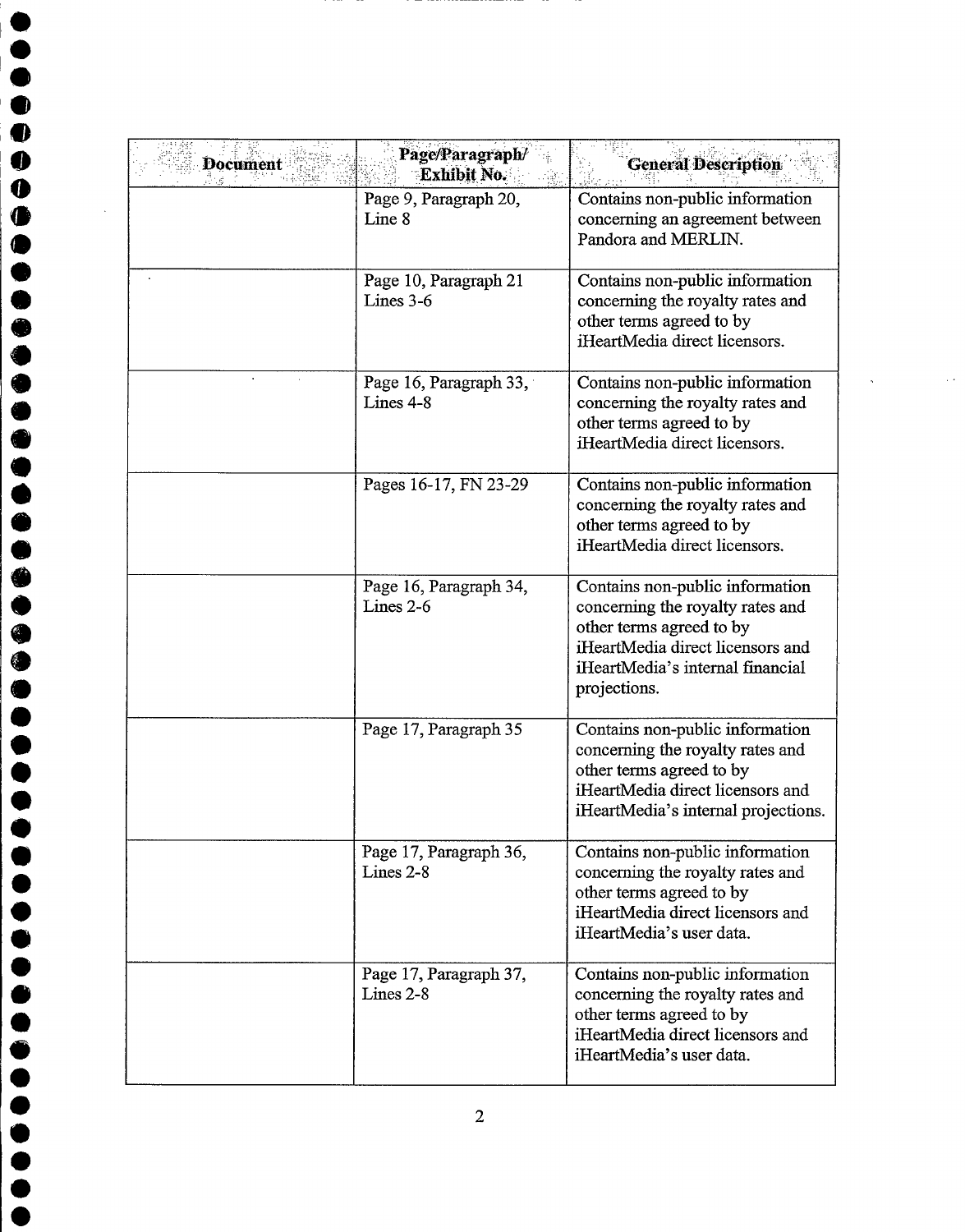| Document | Page/Paragraph/ Exhibit No. | General Description |
|---|---|---|
| | Page 9, Paragraph 20, Line 8 | Contains non-public information concerning an agreement between Pandora and MERLIN. |
| | Page 10, Paragraph 21 Lines 3-6 | Contains non-public information concerning the royalty rates and other terms agreed to by iHeartMedia direct licensors. |
| | Page 16, Paragraph 33, Lines 4-8 | Contains non-public information concerning the royalty rates and other terms agreed to by iHeartMedia direct licensors. |
| | Pages 16-17, FN 23-29 | Contains non-public information concerning the royalty rates and other terms agreed to by iHeartMedia direct licensors. |
| | Page 16, Paragraph 34, Lines 2-6 | Contains non-public information concerning the royalty rates and other terms agreed to by iHeartMedia direct licensors and iHeartMedia's internal financial projections. |
| | Page 17, Paragraph 35 | Contains non-public information concerning the royalty rates and other terms agreed to by iHeartMedia direct licensors and iHeartMedia's internal projections. |
| | Page 17, Paragraph 36, Lines 2-8 | Contains non-public information concerning the royalty rates and other terms agreed to by iHeartMedia direct licensors and iHeartMedia's user data. |
| | Page 17, Paragraph 37, Lines 2-8 | Contains non-public information concerning the royalty rates and other terms agreed to by iHeartMedia direct licensors and iHeartMedia's user data. |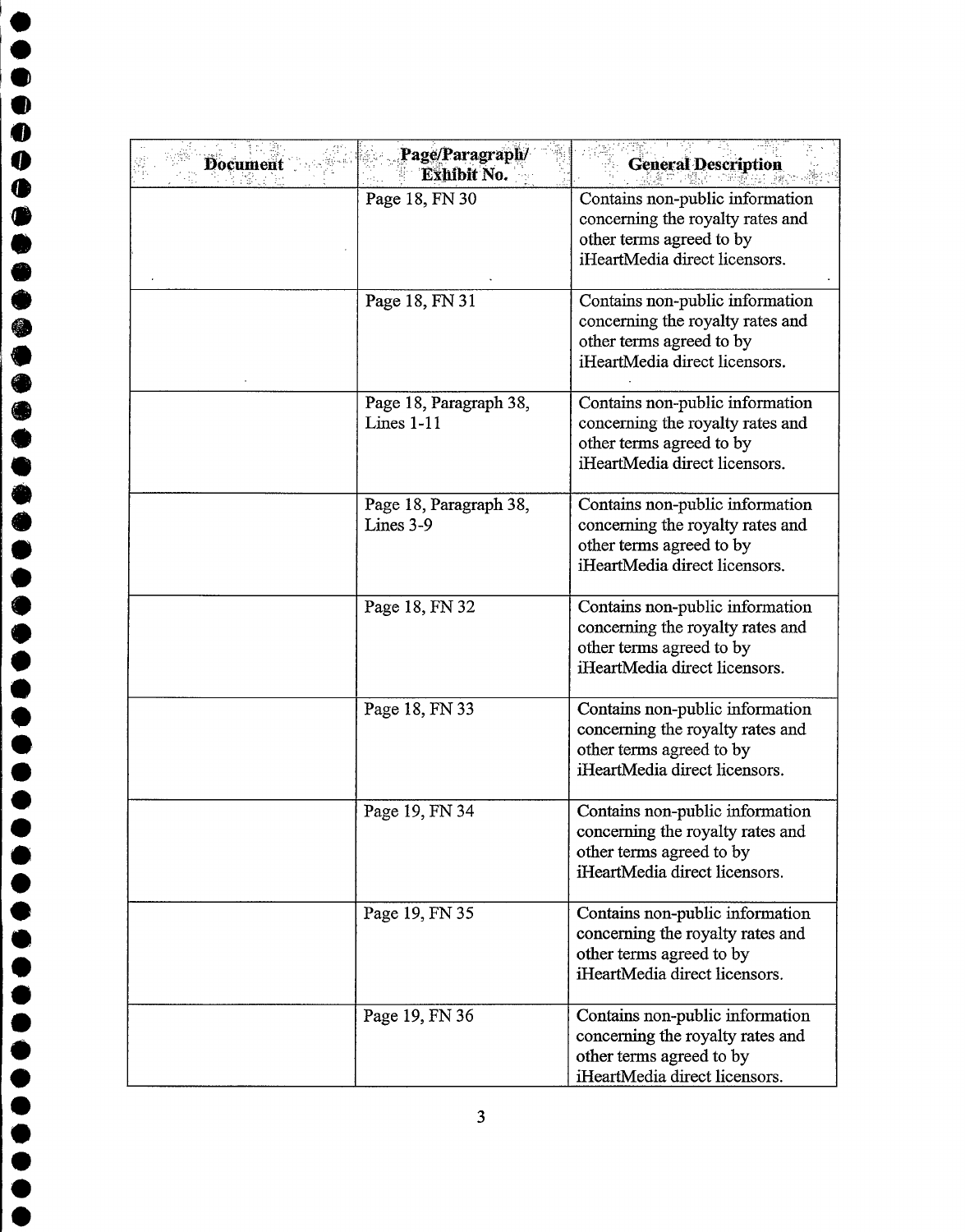| Document | Page/Paragraph/ Exhibit No. | General Description |
|---|---|---|
| | Page 18, FN 30 | Contains non-public information concerning the royalty rates and other terms agreed to by iHeartMedia direct licensors. |
| | Page 18, FN 31 | Contains non-public information concerning the royalty rates and other terms agreed to by iHeartMedia direct licensors. |
| | Page 18, Paragraph 38, Lines 1-11 | Contains non-public information concerning the royalty rates and other terms agreed to by iHeartMedia direct licensors. |
| | Page 18, Paragraph 38, Lines 3-9 | Contains non-public information concerning the royalty rates and other terms agreed to by iHeartMedia direct licensors. |
| | Page 18, FN 32 | Contains non-public information concerning the royalty rates and other terms agreed to by iHeartMedia direct licensors. |
| | Page 18, FN 33 | Contains non-public information concerning the royalty rates and other terms agreed to by iHeartMedia direct licensors. |
| | Page 19, FN 34 | Contains non-public information concerning the royalty rates and other terms agreed to by iHeartMedia direct licensors. |
| | Page 19, FN 35 | Contains non-public information concerning the royalty rates and other terms agreed to by iHeartMedia direct licensors. |
| | Page 19, FN 36 | Contains non-public information concerning the royalty rates and other terms agreed to by iHeartMedia direct licensors. |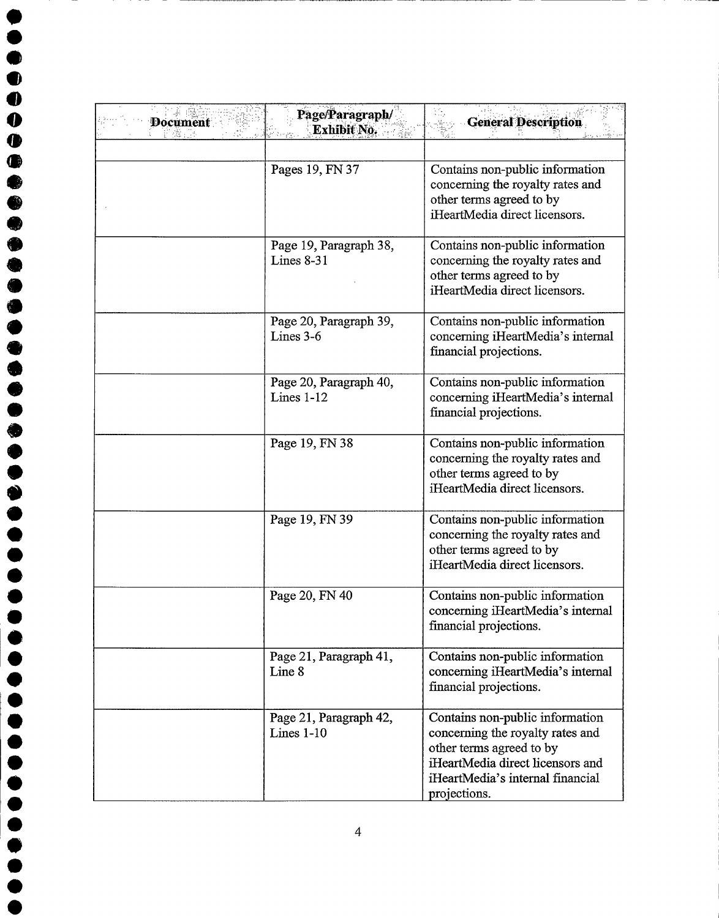| Document | Page/Paragraph/ Exhibit No. | General Description |
|---|---|---|
| | | |
| | Pages 19, FN 37 | Contains non-public information concerning the royalty rates and other terms agreed to by iHeartMedia direct licensors. |
| | Page 19, Paragraph 38, Lines 8-31 | Contains non-public information concerning the royalty rates and other terms agreed to by iHeartMedia direct licensors. |
| | Page 20, Paragraph 39, Lines 3-6 | Contains non-public information concerning iHeartMedia's internal financial projections. |
| | Page 20, Paragraph 40, Lines 1-12 | Contains non-public information concerning iHeartMedia's internal financial projections. |
| | Page 19, FN 38 | Contains non-public information concerning the royalty rates and other terms agreed to by iHeartMedia direct licensors. |
| | Page 19, FN 39 | Contains non-public information concerning the royalty rates and other terms agreed to by iHeartMedia direct licensors. |
| | Page 20, FN 40 | Contains non-public information concerning iHeartMedia's internal financial projections. |
| | Page 21, Paragraph 41, Line 8 | Contains non-public information concerning iHeartMedia's internal financial projections. |
| | Page 21, Paragraph 42, Lines 1-10 | Contains non-public information concerning the royalty rates and other terms agreed to by iHeartMedia direct licensors and iHeartMedia's internal financial projections. |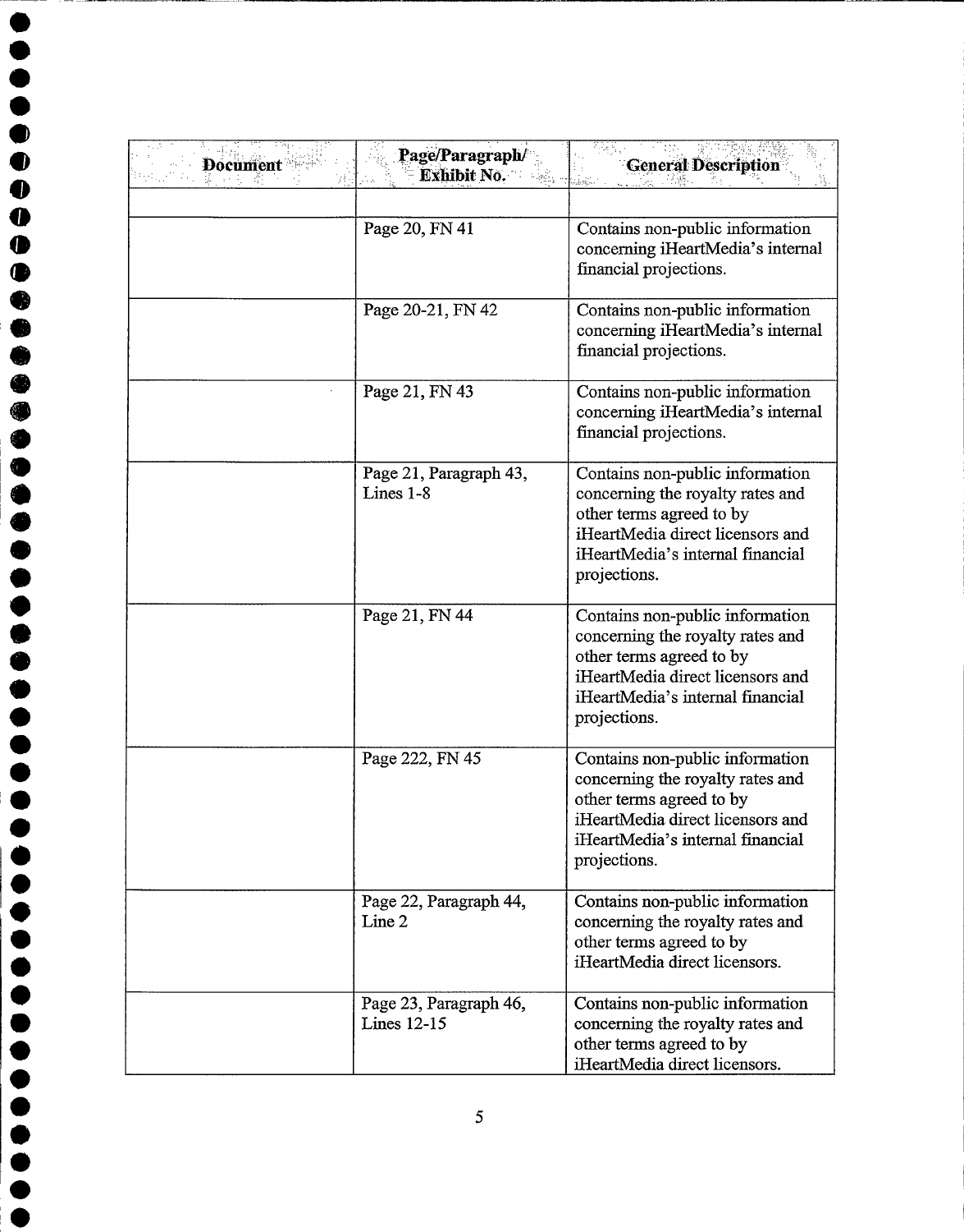| Document | Page/Paragraph/ Exhibit No. | General Description |
|---|---|---|
| | | |
| | Page 20, FN 41 | Contains non-public information concerning iHeartMedia's internal financial projections. |
| | Page 20-21, FN 42 | Contains non-public information concerning iHeartMedia's internal financial projections. |
| | Page 21, FN 43 | Contains non-public information concerning iHeartMedia's internal financial projections. |
| | Page 21, Paragraph 43, Lines 1-8 | Contains non-public information concerning the royalty rates and other terms agreed to by iHeartMedia direct licensors and iHeartMedia's internal financial projections. |
| | Page 21, FN 44 | Contains non-public information concerning the royalty rates and other terms agreed to by iHeartMedia direct licensors and iHeartMedia's internal financial projections. |
| | Page 222, FN 45 | Contains non-public information concerning the royalty rates and other terms agreed to by iHeartMedia direct licensors and iHeartMedia's internal financial projections. |
| | Page 22, Paragraph 44, Line 2 | Contains non-public information concerning the royalty rates and other terms agreed to by iHeartMedia direct licensors. |
| | Page 23, Paragraph 46, Lines 12-15 | Contains non-public information concerning the royalty rates and other terms agreed to by iHeartMedia direct licensors. |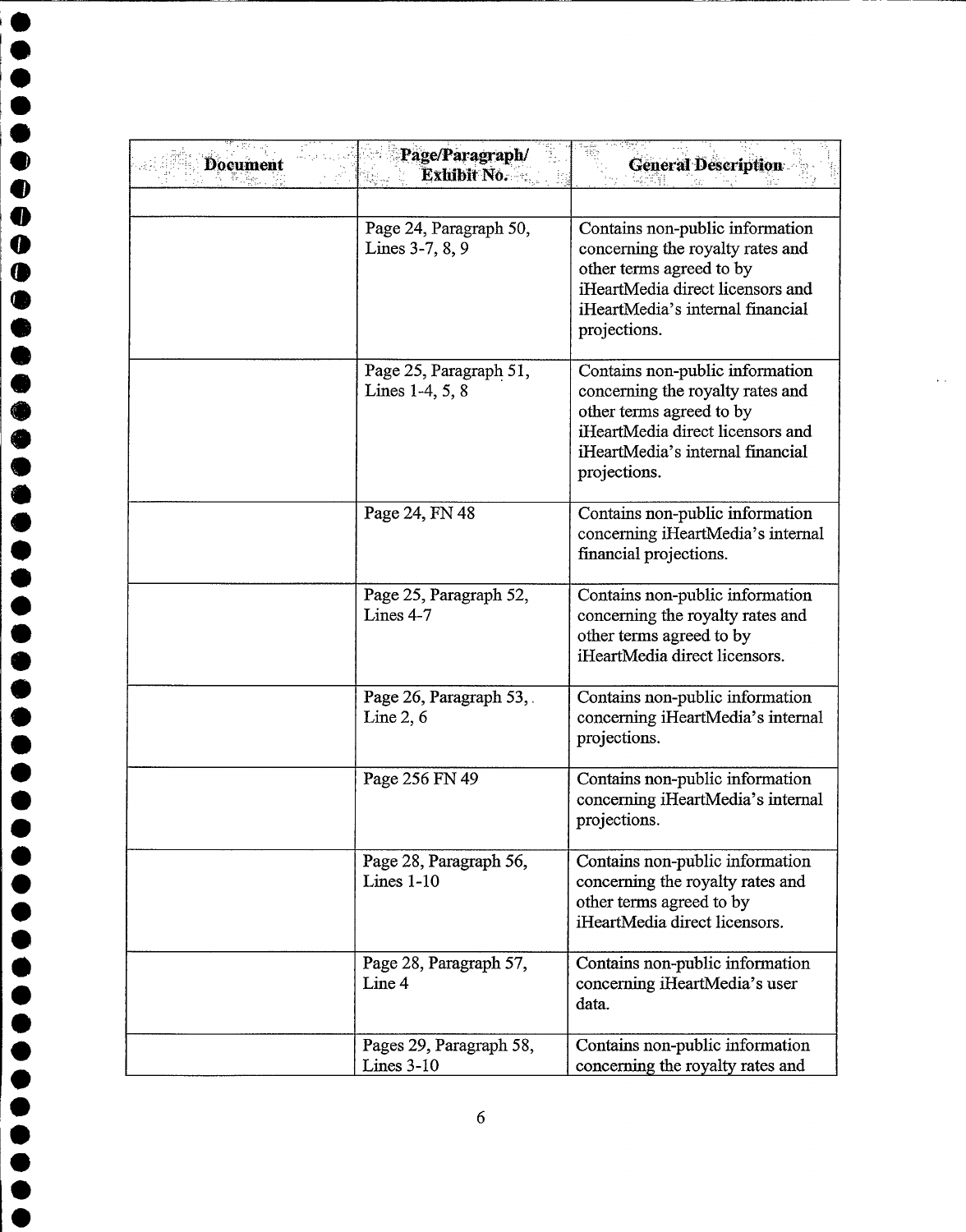| Document | Page/Paragraph/ Exhibit No. | General Description |
|---|---|---|
| | | |
| | Page 24, Paragraph 50, Lines 3-7, 8, 9 | Contains non-public information concerning the royalty rates and other terms agreed to by iHeartMedia direct licensors and iHeartMedia's internal financial projections. |
| | Page 25, Paragraph 51, Lines 1-4, 5, 8 | Contains non-public information concerning the royalty rates and other terms agreed to by iHeartMedia direct licensors and iHeartMedia's internal financial projections. |
| | Page 24, FN 48 | Contains non-public information concerning iHeartMedia's internal financial projections. |
| | Page 25, Paragraph 52, Lines 4-7 | Contains non-public information concerning the royalty rates and other terms agreed to by iHeartMedia direct licensors. |
| | Page 26, Paragraph 53, Line 2, 6 | Contains non-public information concerning iHeartMedia's internal projections. |
| | Page 256 FN 49 | Contains non-public information concerning iHeartMedia's internal projections. |
| | Page 28, Paragraph 56, Lines 1-10 | Contains non-public information concerning the royalty rates and other terms agreed to by iHeartMedia direct licensors. |
| | Page 28, Paragraph 57, Line 4 | Contains non-public information concerning iHeartMedia's user data. |
| | Pages 29, Paragraph 58, Lines 3-10 | Contains non-public information concerning the royalty rates and |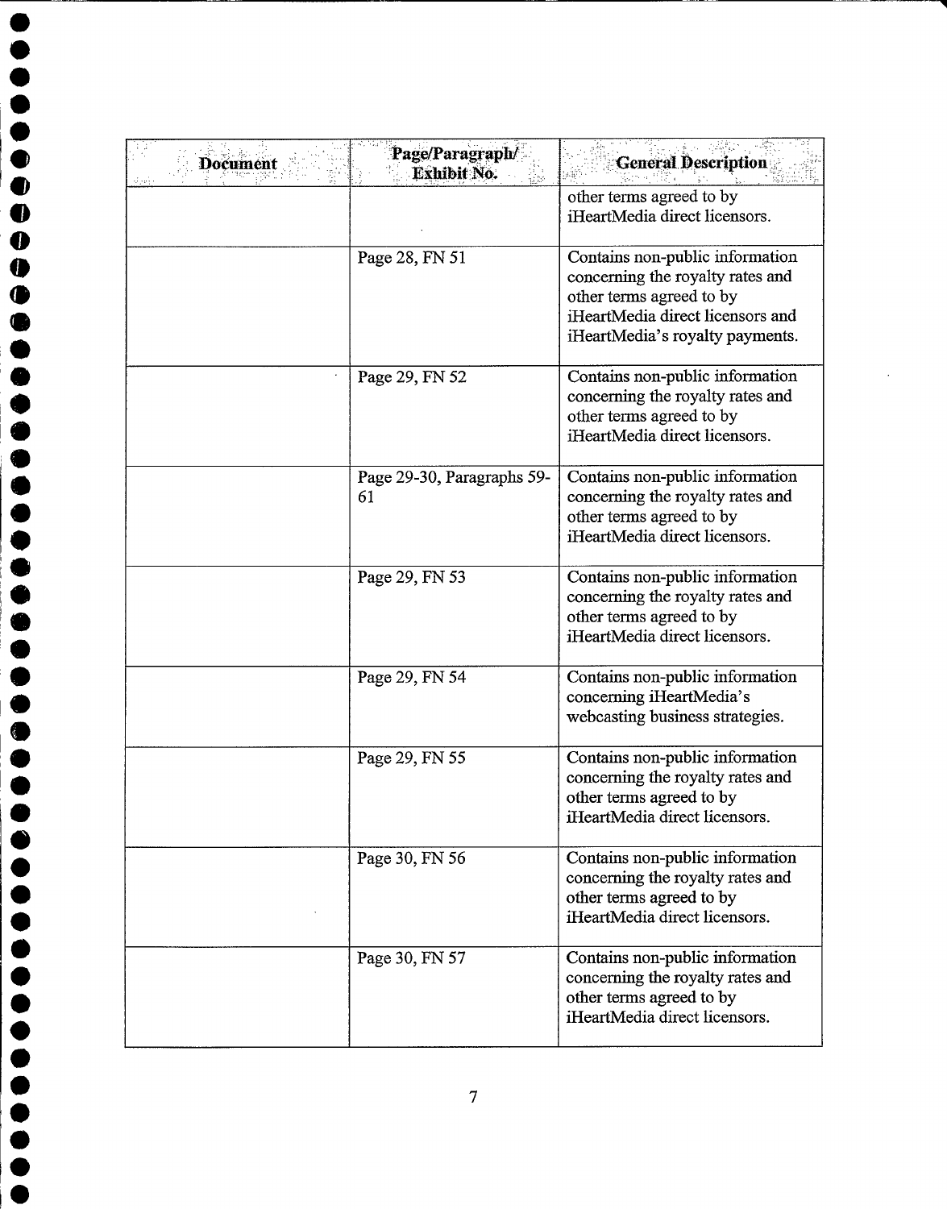| Document | Page/Paragraph/ Exhibit No. | General Description |
|---|---|---|
| | | other terms agreed to by iHeartMedia direct licensors. |
| | Page 28, FN 51 | Contains non-public information concerning the royalty rates and other terms agreed to by iHeartMedia direct licensors and iHeartMedia's royalty payments. |
| | Page 29, FN 52 | Contains non-public information concerning the royalty rates and other terms agreed to by iHeartMedia direct licensors. |
| | Page 29-30, Paragraphs 59-61 | Contains non-public information concerning the royalty rates and other terms agreed to by iHeartMedia direct licensors. |
| | Page 29, FN 53 | Contains non-public information concerning the royalty rates and other terms agreed to by iHeartMedia direct licensors. |
| | Page 29, FN 54 | Contains non-public information concerning iHeartMedia's webcasting business strategies. |
| | Page 29, FN 55 | Contains non-public information concerning the royalty rates and other terms agreed to by iHeartMedia direct licensors. |
| | Page 30, FN 56 | Contains non-public information concerning the royalty rates and other terms agreed to by iHeartMedia direct licensors. |
| | Page 30, FN 57 | Contains non-public information concerning the royalty rates and other terms agreed to by iHeartMedia direct licensors. |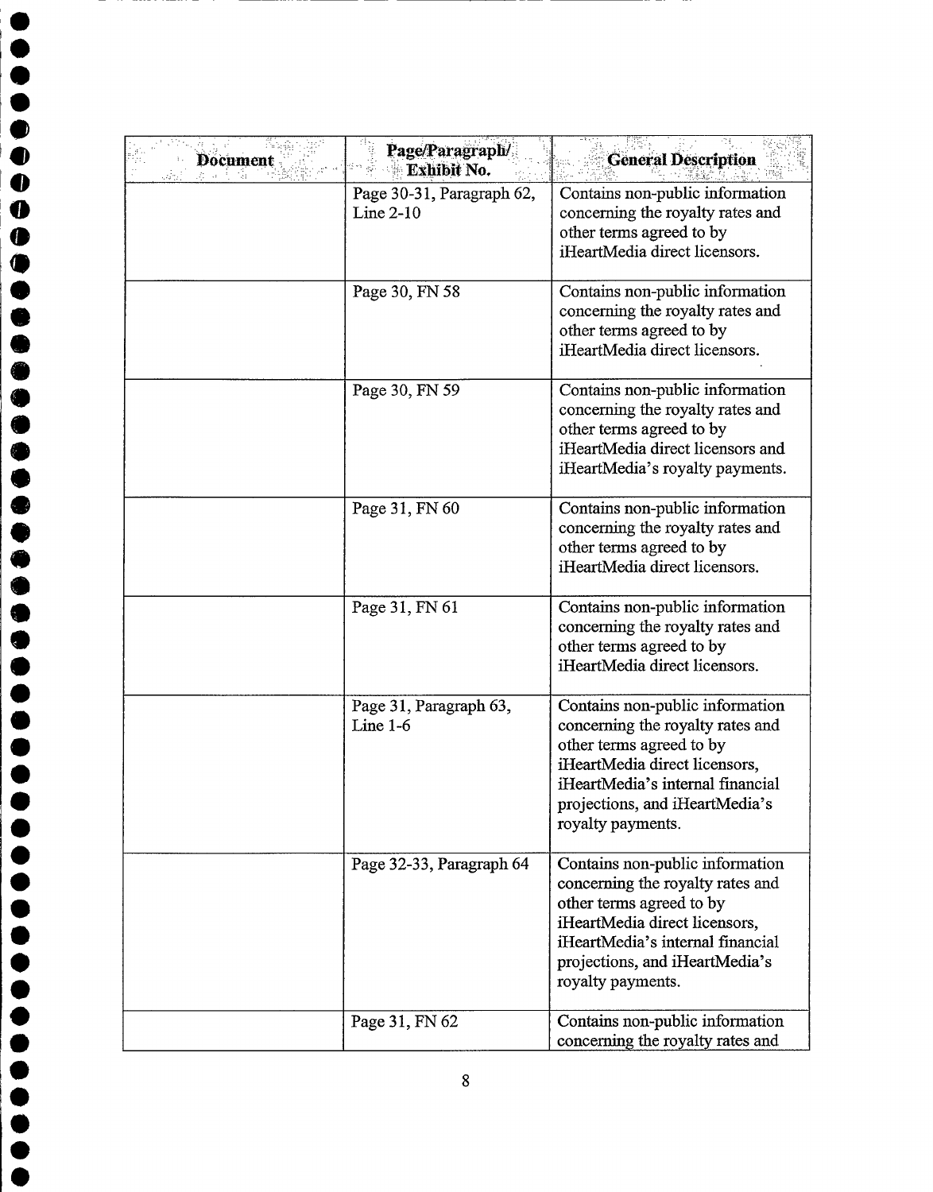| Document | Page/Paragraph/ Exhibit No. | General Description |
|---|---|---|
| | Page 30-31, Paragraph 62, Line 2-10 | Contains non-public information concerning the royalty rates and other terms agreed to by iHeartMedia direct licensors. |
| | Page 30, FN 58 | Contains non-public information concerning the royalty rates and other terms agreed to by iHeartMedia direct licensors. |
| | Page 30, FN 59 | Contains non-public information concerning the royalty rates and other terms agreed to by iHeartMedia direct licensors and iHeartMedia's royalty payments. |
| | Page 31, FN 60 | Contains non-public information concerning the royalty rates and other terms agreed to by iHeartMedia direct licensors. |
| | Page 31, FN 61 | Contains non-public information concerning the royalty rates and other terms agreed to by iHeartMedia direct licensors. |
| | Page 31, Paragraph 63, Line 1-6 | Contains non-public information concerning the royalty rates and other terms agreed to by iHeartMedia direct licensors, iHeartMedia's internal financial projections, and iHeartMedia's royalty payments. |
| | Page 32-33, Paragraph 64 | Contains non-public information concerning the royalty rates and other terms agreed to by iHeartMedia direct licensors, iHeartMedia's internal financial projections, and iHeartMedia's royalty payments. |
| | Page 31, FN 62 | Contains non-public information concerning the royalty rates and |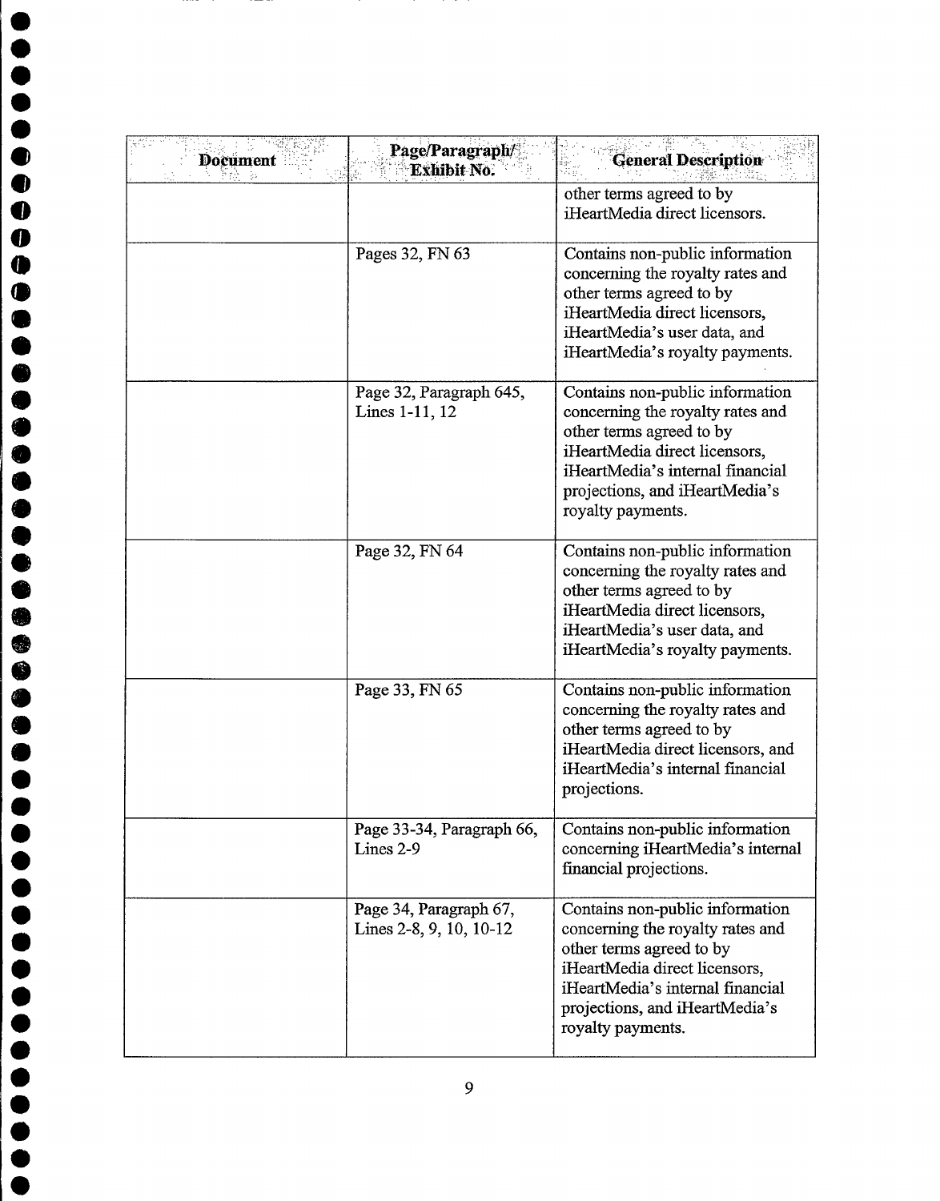| Document | Page/Paragraph/ Exhibit No. | General Description |
|---|---|---|
| | | other terms agreed to by iHeartMedia direct licensors. |
| | Pages 32, FN 63 | Contains non-public information concerning the royalty rates and other terms agreed to by iHeartMedia direct licensors, iHeartMedia's user data, and iHeartMedia's royalty payments. |
| | Page 32, Paragraph 645, Lines 1-11, 12 | Contains non-public information concerning the royalty rates and other terms agreed to by iHeartMedia direct licensors, iHeartMedia's internal financial projections, and iHeartMedia's royalty payments. |
| | Page 32, FN 64 | Contains non-public information concerning the royalty rates and other terms agreed to by iHeartMedia direct licensors, iHeartMedia's user data, and iHeartMedia's royalty payments. |
| | Page 33, FN 65 | Contains non-public information concerning the royalty rates and other terms agreed to by iHeartMedia direct licensors, and iHeartMedia's internal financial projections. |
| | Page 33-34, Paragraph 66, Lines 2-9 | Contains non-public information concerning iHeartMedia's internal financial projections. |
| | Page 34, Paragraph 67, Lines 2-8, 9, 10, 10-12 | Contains non-public information concerning the royalty rates and other terms agreed to by iHeartMedia direct licensors, iHeartMedia's internal financial projections, and iHeartMedia's royalty payments. |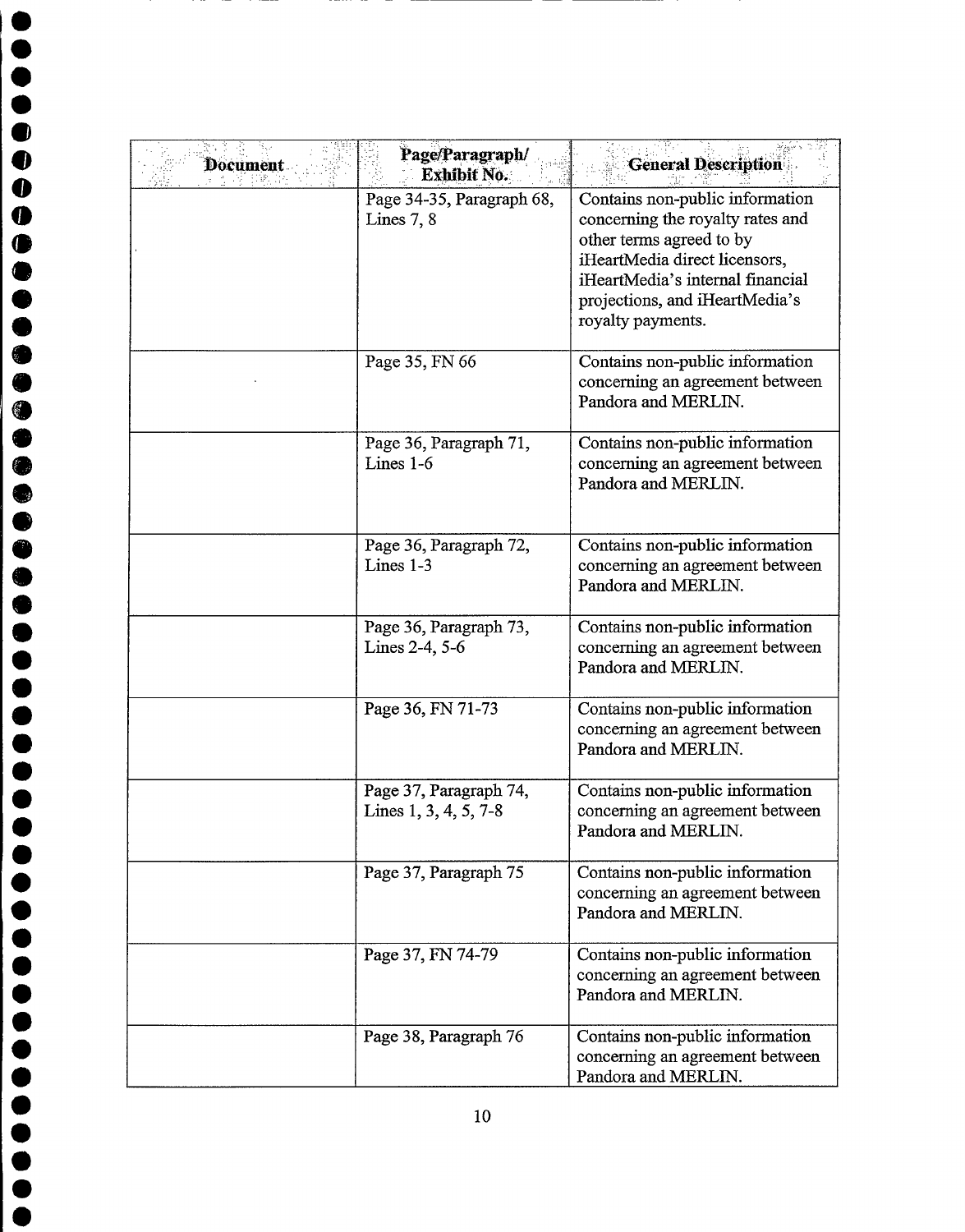| Document | Page/Paragraph/ Exhibit No. | General Description |
| --- | --- | --- |
| | Page 34-35, Paragraph 68, Lines 7, 8 | Contains non-public information concerning the royalty rates and other terms agreed to by iHeartMedia direct licensors, iHeartMedia's internal financial projections, and iHeartMedia's royalty payments. |
| | Page 35, FN 66 | Contains non-public information concerning an agreement between Pandora and MERLIN. |
| | Page 36, Paragraph 71, Lines 1-6 | Contains non-public information concerning an agreement between Pandora and MERLIN. |
| | Page 36, Paragraph 72, Lines 1-3 | Contains non-public information concerning an agreement between Pandora and MERLIN. |
| | Page 36, Paragraph 73, Lines 2-4, 5-6 | Contains non-public information concerning an agreement between Pandora and MERLIN. |
| | Page 36, FN 71-73 | Contains non-public information concerning an agreement between Pandora and MERLIN. |
| | Page 37, Paragraph 74, Lines 1, 3, 4, 5, 7-8 | Contains non-public information concerning an agreement between Pandora and MERLIN. |
| | Page 37, Paragraph 75 | Contains non-public information concerning an agreement between Pandora and MERLIN. |
| | Page 37, FN 74-79 | Contains non-public information concerning an agreement between Pandora and MERLIN. |
| | Page 38, Paragraph 76 | Contains non-public information concerning an agreement between Pandora and MERLIN. |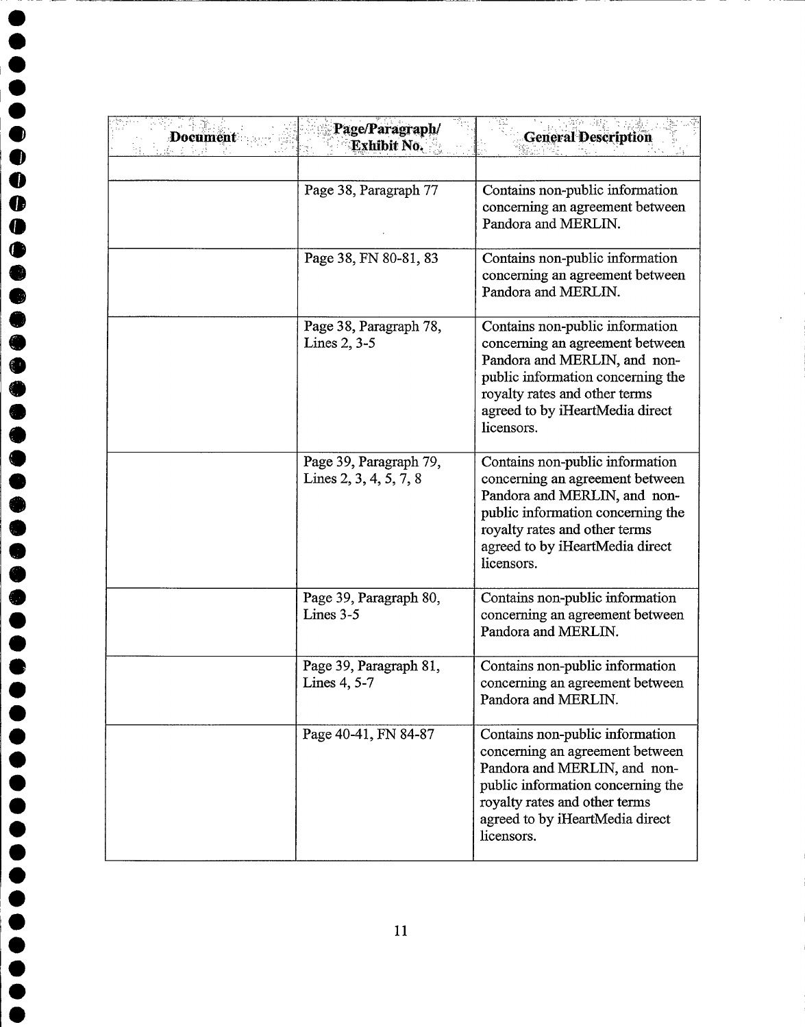| Document | Page/Paragraph/ Exhibit No. | General Description |
|---|---|---|
| | | |
| | Page 38, Paragraph 77 | Contains non-public information concerning an agreement between Pandora and MERLIN. |
| | Page 38, FN 80-81, 83 | Contains non-public information concerning an agreement between Pandora and MERLIN. |
| | Page 38, Paragraph 78, Lines 2, 3-5 | Contains non-public information concerning an agreement between Pandora and MERLIN, and non-public information concerning the royalty rates and other terms agreed to by iHeartMedia direct licensors. |
| | Page 39, Paragraph 79, Lines 2, 3, 4, 5, 7, 8 | Contains non-public information concerning an agreement between Pandora and MERLIN, and non-public information concerning the royalty rates and other terms agreed to by iHeartMedia direct licensors. |
| | Page 39, Paragraph 80, Lines 3-5 | Contains non-public information concerning an agreement between Pandora and MERLIN. |
| | Page 39, Paragraph 81, Lines 4, 5-7 | Contains non-public information concerning an agreement between Pandora and MERLIN. |
| | Page 40-41, FN 84-87 | Contains non-public information concerning an agreement between Pandora and MERLIN, and non-public information concerning the royalty rates and other terms agreed to by iHeartMedia direct licensors. |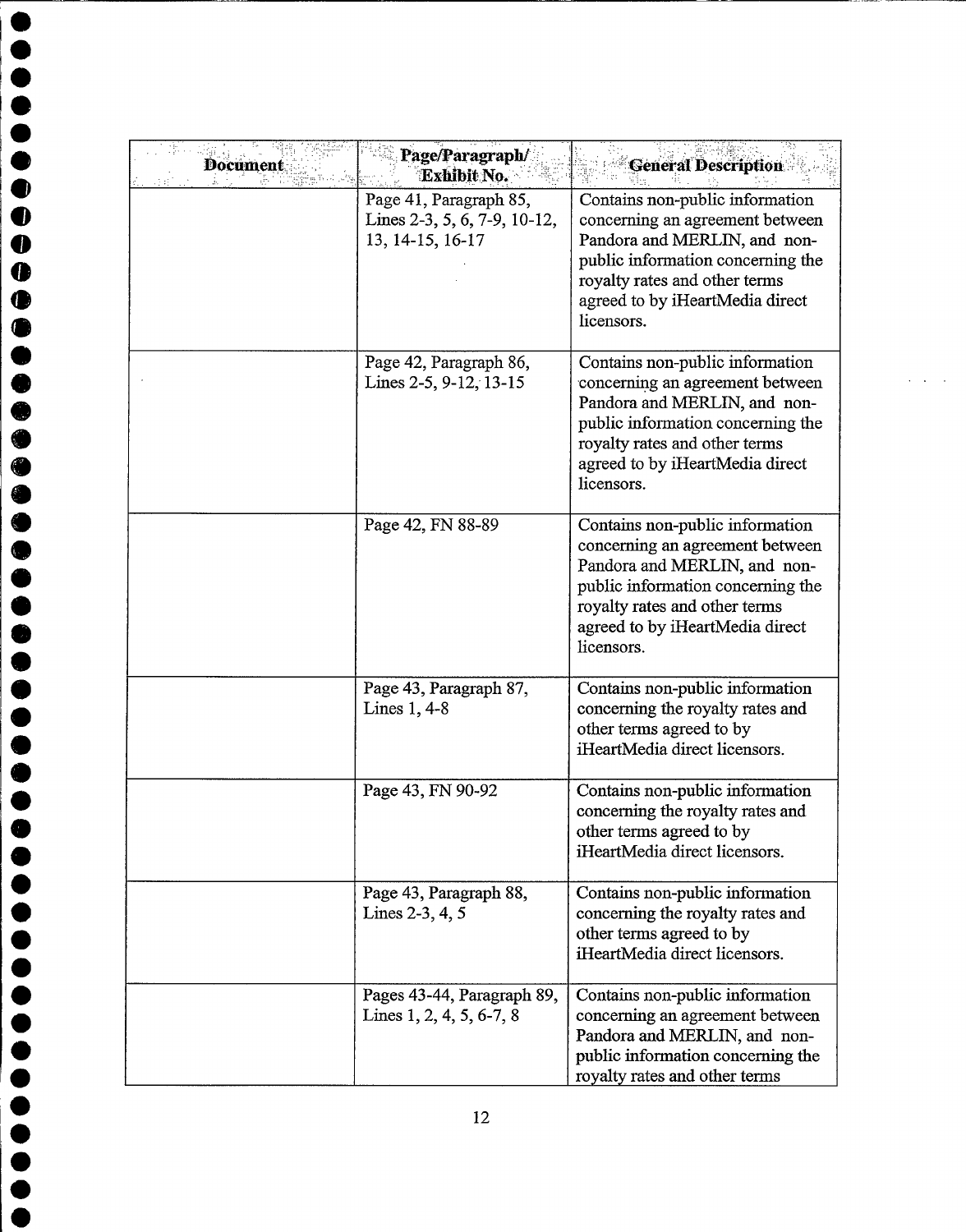| Document | Page/Paragraph/ Exhibit No. | General Description |
|---|---|---|
| | Page 41, Paragraph 85, Lines 2-3, 5, 6, 7-9, 10-12, 13, 14-15, 16-17 | Contains non-public information concerning an agreement between Pandora and MERLIN, and non-public information concerning the royalty rates and other terms agreed to by iHeartMedia direct licensors. |
| | Page 42, Paragraph 86, Lines 2-5, 9-12, 13-15 | Contains non-public information concerning an agreement between Pandora and MERLIN, and non-public information concerning the royalty rates and other terms agreed to by iHeartMedia direct licensors. |
| | Page 42, FN 88-89 | Contains non-public information concerning an agreement between Pandora and MERLIN, and non-public information concerning the royalty rates and other terms agreed to by iHeartMedia direct licensors. |
| | Page 43, Paragraph 87, Lines 1, 4-8 | Contains non-public information concerning the royalty rates and other terms agreed to by iHeartMedia direct licensors. |
| | Page 43, FN 90-92 | Contains non-public information concerning the royalty rates and other terms agreed to by iHeartMedia direct licensors. |
| | Page 43, Paragraph 88, Lines 2-3, 4, 5 | Contains non-public information concerning the royalty rates and other terms agreed to by iHeartMedia direct licensors. |
| | Pages 43-44, Paragraph 89, Lines 1, 2, 4, 5, 6-7, 8 | Contains non-public information concerning an agreement between Pandora and MERLIN, and non-public information concerning the royalty rates and other terms |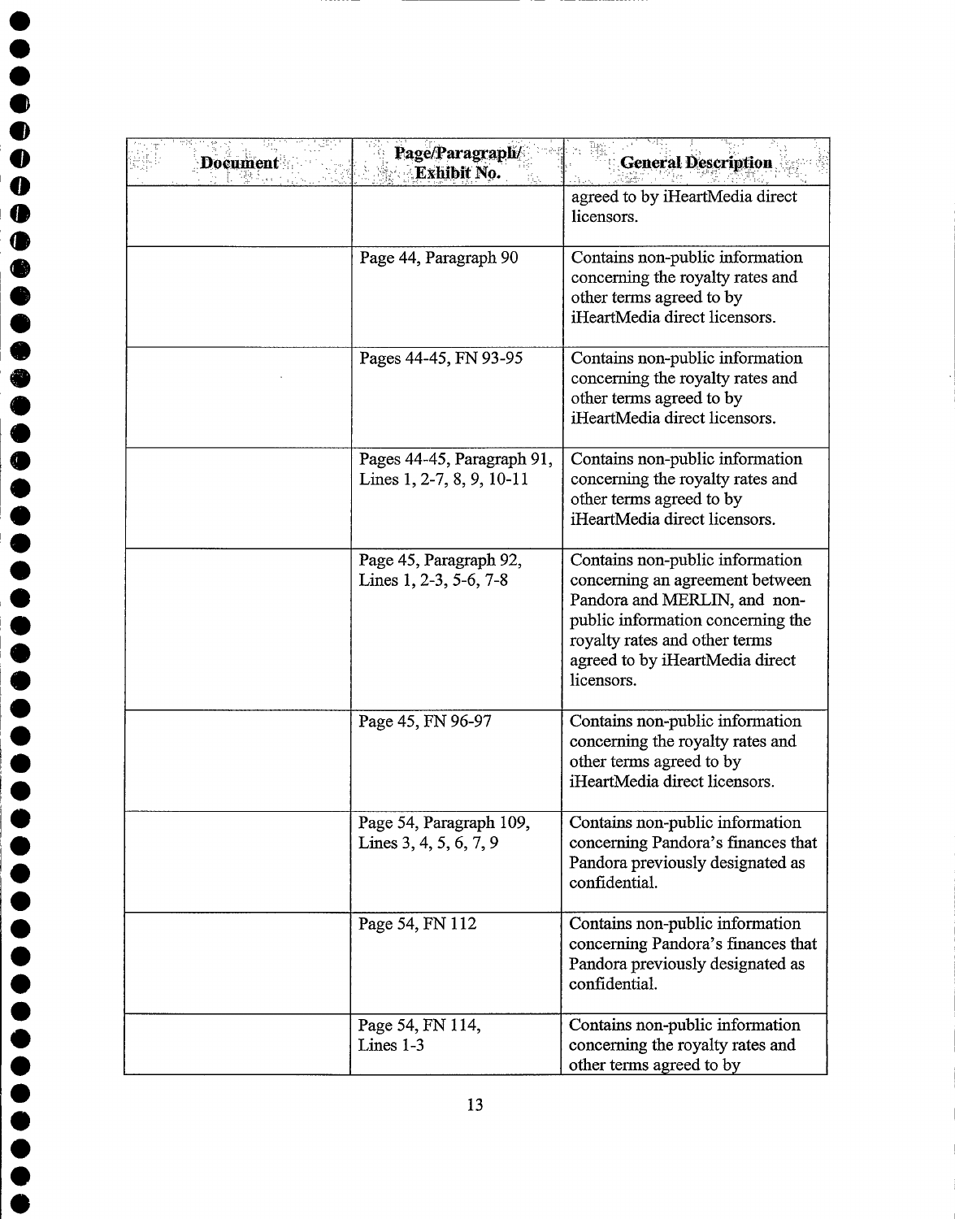| Document | Page/Paragraph/ Exhibit No. | General Description |
|---|---|---|
| | | agreed to by iHeartMedia direct licensors. |
| | Page 44, Paragraph 90 | Contains non-public information concerning the royalty rates and other terms agreed to by iHeartMedia direct licensors. |
| | Pages 44-45, FN 93-95 | Contains non-public information concerning the royalty rates and other terms agreed to by iHeartMedia direct licensors. |
| | Pages 44-45, Paragraph 91, Lines 1, 2-7, 8, 9, 10-11 | Contains non-public information concerning the royalty rates and other terms agreed to by iHeartMedia direct licensors. |
| | Page 45, Paragraph 92, Lines 1, 2-3, 5-6, 7-8 | Contains non-public information concerning an agreement between Pandora and MERLIN, and non-public information concerning the royalty rates and other terms agreed to by iHeartMedia direct licensors. |
| | Page 45, FN 96-97 | Contains non-public information concerning the royalty rates and other terms agreed to by iHeartMedia direct licensors. |
| | Page 54, Paragraph 109, Lines 3, 4, 5, 6, 7, 9 | Contains non-public information concerning Pandora's finances that Pandora previously designated as confidential. |
| | Page 54, FN 112 | Contains non-public information concerning Pandora's finances that Pandora previously designated as confidential. |
| | Page 54, FN 114, Lines 1-3 | Contains non-public information concerning the royalty rates and other terms agreed to by |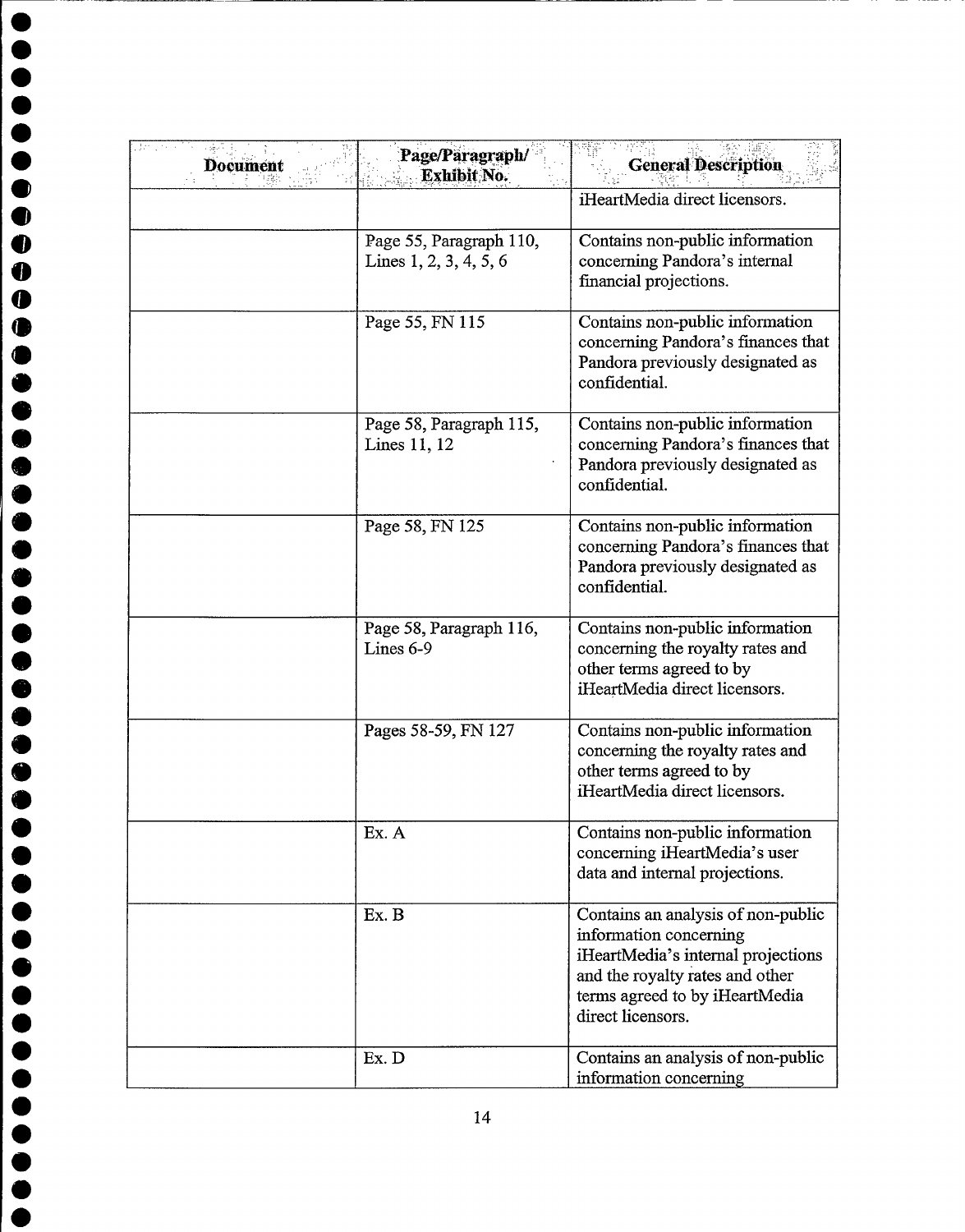| Document | Page/Paragraph/ Exhibit No. | General Description |
|---|---|---|
| | | iHeartMedia direct licensors. |
| | Page 55, Paragraph 110, Lines 1, 2, 3, 4, 5, 6 | Contains non-public information concerning Pandora's internal financial projections. |
| | Page 55, FN 115 | Contains non-public information concerning Pandora's finances that Pandora previously designated as confidential. |
| | Page 58, Paragraph 115, Lines 11, 12 | Contains non-public information concerning Pandora's finances that Pandora previously designated as confidential. |
| | Page 58, FN 125 | Contains non-public information concerning Pandora's finances that Pandora previously designated as confidential. |
| | Page 58, Paragraph 116, Lines 6-9 | Contains non-public information concerning the royalty rates and other terms agreed to by iHeartMedia direct licensors. |
| | Pages 58-59, FN 127 | Contains non-public information concerning the royalty rates and other terms agreed to by iHeartMedia direct licensors. |
| | Ex. A | Contains non-public information concerning iHeartMedia's user data and internal projections. |
| | Ex. B | Contains an analysis of non-public information concerning iHeartMedia's internal projections and the royalty rates and other terms agreed to by iHeartMedia direct licensors. |
| | Ex. D | Contains an analysis of non-public information concerning |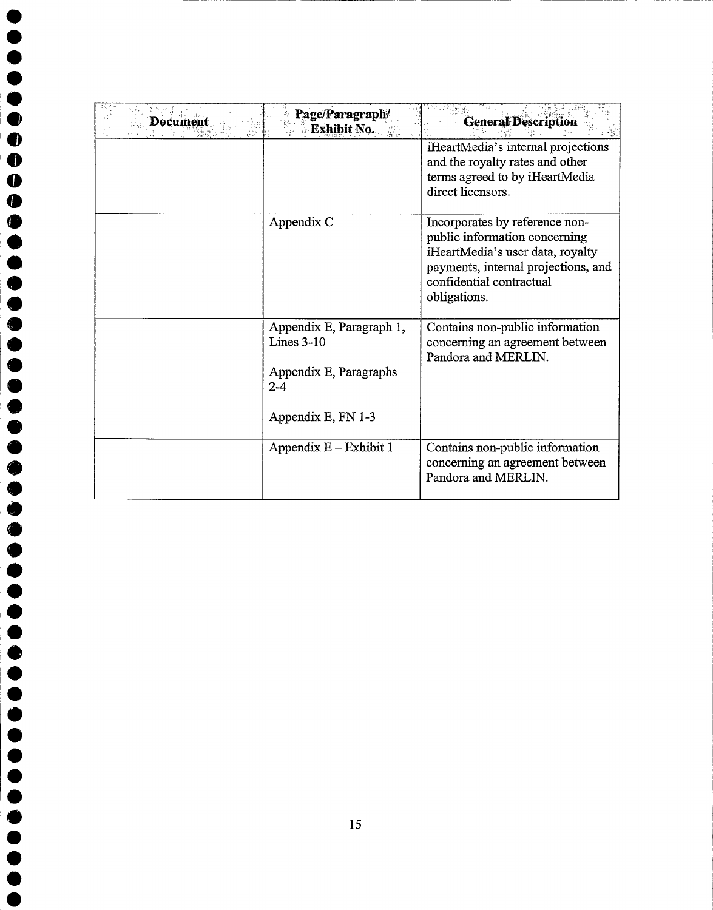| Document | Page/Paragraph/ Exhibit No. | General Description |
|---|---|---|
| | | iHeartMedia's internal projections and the royalty rates and other terms agreed to by iHeartMedia direct licensors. |
| | Appendix C | Incorporates by reference non-public information concerning iHeartMedia's user data, royalty payments, internal projections, and confidential contractual obligations. |
| | Appendix E, Paragraph 1, Lines 3-10<br><br>Appendix E, Paragraphs 2-4<br><br>Appendix E, FN 1-3 | Contains non-public information concerning an agreement between Pandora and MERLIN. |
| | Appendix E – Exhibit 1 | Contains non-public information concerning an agreement between Pandora and MERLIN. |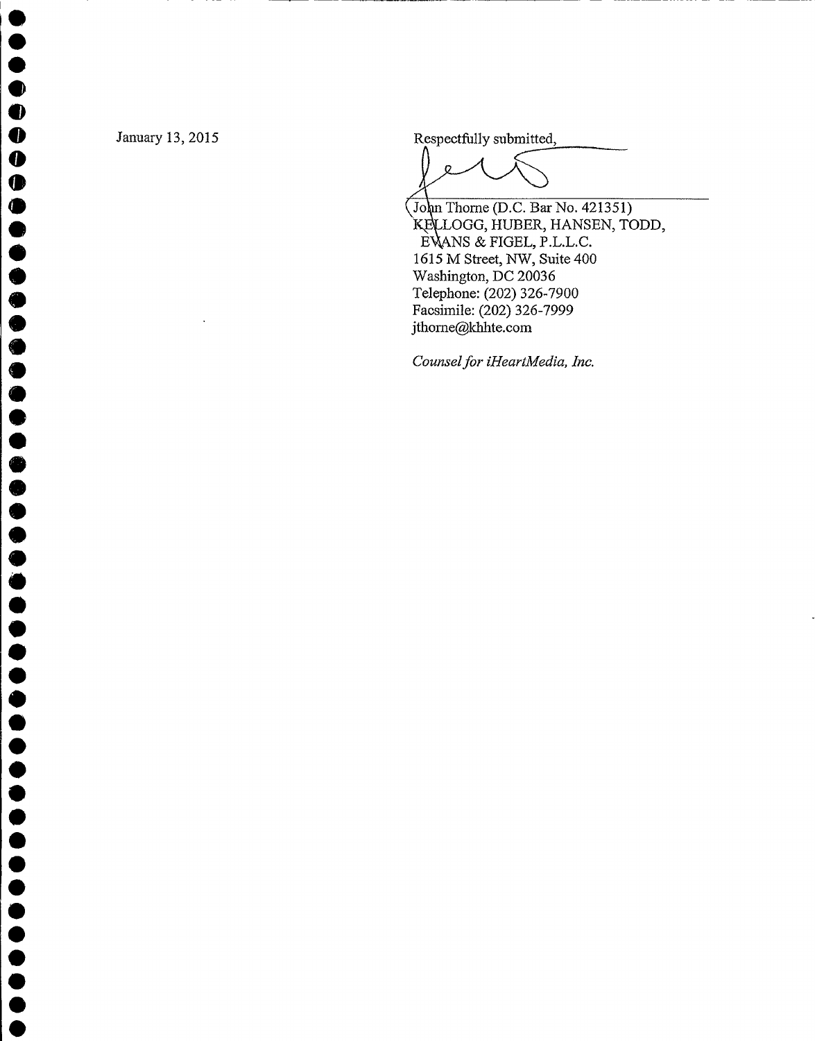January 13, 2015

Respectfully submitted,

John Thorne (D.C. Bar No. 421351)
KELLOGG, HUBER, HANSEN, TODD,
EVANS & FIGEL, P.L.L.C.
1615 M Street, NW, Suite 400
Washington, DC 20036
Telephone: (202) 326-7900
Facsimile: (202) 326-7999
jthorne@khhte.com

*Counsel for iHeartMedia, Inc.*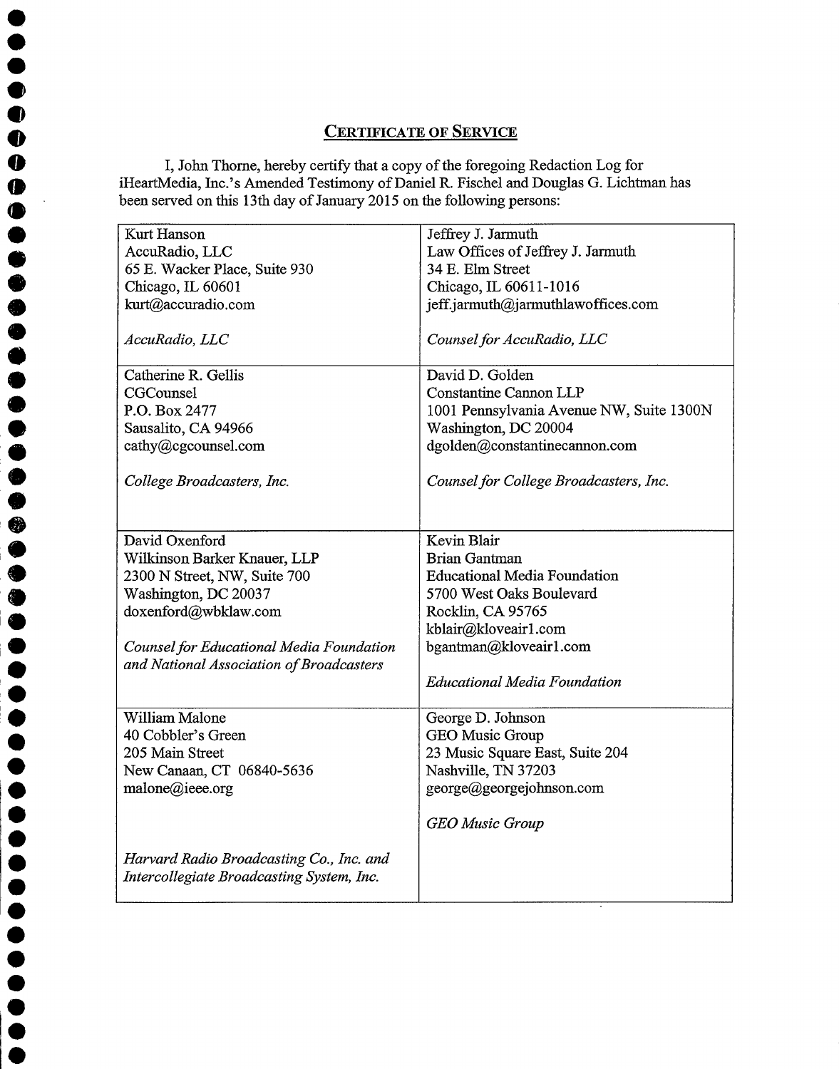## Certificate of Service

I, John Thorne, hereby certify that a copy of the foregoing Redaction Log for iHeartMedia, Inc.'s Amended Testimony of Daniel R. Fischel and Douglas G. Lichtman has been served on this 13th day of January 2015 on the following persons:

| | |
|---|---|
| Kurt Hanson<br>AccuRadio, LLC<br>65 E. Wacker Place, Suite 930<br>Chicago, IL 60601<br>kurt@accuradio.com<br><br>*AccuRadio, LLC* | Jeffrey J. Jarmuth<br>Law Offices of Jeffrey J. Jarmuth<br>34 E. Elm Street<br>Chicago, IL 60611-1016<br>jeff.jarmuth@jarmuthlawoffices.com<br><br>*Counsel for AccuRadio, LLC* |
| Catherine R. Gellis<br>CGCounsel<br>P.O. Box 2477<br>Sausalito, CA 94966<br>cathy@cgcounsel.com<br><br>*College Broadcasters, Inc.* | David D. Golden<br>Constantine Cannon LLP<br>1001 Pennsylvania Avenue NW, Suite 1300N<br>Washington, DC 20004<br>dgolden@constantinecannon.com<br><br>*Counsel for College Broadcasters, Inc.* |
| David Oxenford<br>Wilkinson Barker Knauer, LLP<br>2300 N Street, NW, Suite 700<br>Washington, DC 20037<br>doxenford@wbklaw.com<br><br>*Counsel for Educational Media Foundation and National Association of Broadcasters* | Kevin Blair<br>Brian Gantman<br>Educational Media Foundation<br>5700 West Oaks Boulevard<br>Rocklin, CA 95765<br>kblair@kloveair1.com<br>bgantman@kloveair1.com<br><br>*Educational Media Foundation* |
| William Malone<br>40 Cobbler's Green<br>205 Main Street<br>New Canaan, CT 06840-5636<br>malone@ieee.org<br><br>*Harvard Radio Broadcasting Co., Inc. and Intercollegiate Broadcasting System, Inc.* | George D. Johnson<br>GEO Music Group<br>23 Music Square East, Suite 204<br>Nashville, TN 37203<br>george@georgejohnson.com<br><br>*GEO Music Group* |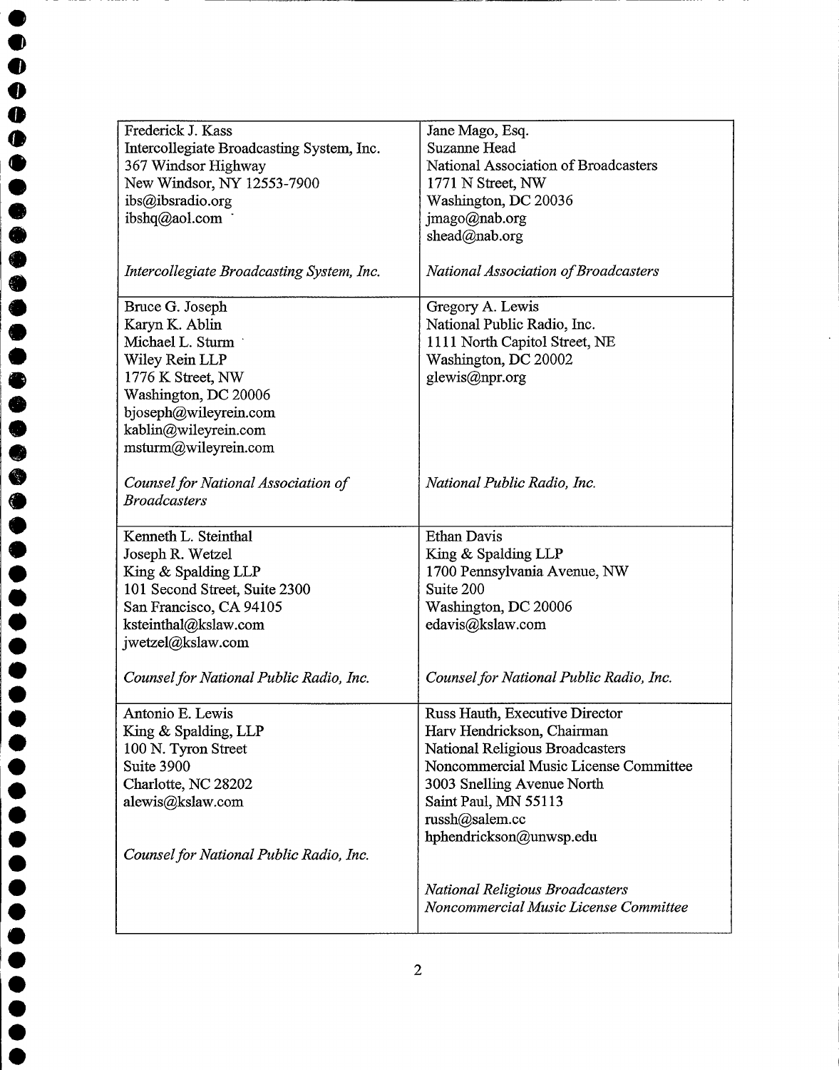| | |
|---|---|
| Frederick J. Kass<br>Intercollegiate Broadcasting System, Inc.<br>367 Windsor Highway<br>New Windsor, NY 12553-7900<br>ibs@ibsradio.org<br>ibshq@aol.com<br><br>*Intercollegiate Broadcasting System, Inc.* | Jane Mago, Esq.<br>Suzanne Head<br>National Association of Broadcasters<br>1771 N Street, NW<br>Washington, DC 20036<br>jmago@nab.org<br>shead@nab.org<br><br>*National Association of Broadcasters* |
| Bruce G. Joseph<br>Karyn K. Ablin<br>Michael L. Sturm<br>Wiley Rein LLP<br>1776 K Street, NW<br>Washington, DC 20006<br>bjoseph@wileyrein.com<br>kablin@wileyrein.com<br>msturm@wileyrein.com<br><br>*Counsel for National Association of Broadcasters* | Gregory A. Lewis<br>National Public Radio, Inc.<br>1111 North Capitol Street, NE<br>Washington, DC 20002<br>glewis@npr.org<br><br>*National Public Radio, Inc.* |
| Kenneth L. Steinthal<br>Joseph R. Wetzel<br>King & Spalding LLP<br>101 Second Street, Suite 2300<br>San Francisco, CA 94105<br>ksteinthal@kslaw.com<br>jwetzel@kslaw.com<br><br>*Counsel for National Public Radio, Inc.* | Ethan Davis<br>King & Spalding LLP<br>1700 Pennsylvania Avenue, NW<br>Suite 200<br>Washington, DC 20006<br>edavis@kslaw.com<br><br>*Counsel for National Public Radio, Inc.* |
| Antonio E. Lewis<br>King & Spalding, LLP<br>100 N. Tyron Street<br>Suite 3900<br>Charlotte, NC 28202<br>alewis@kslaw.com<br><br>*Counsel for National Public Radio, Inc.* | Russ Hauth, Executive Director<br>Harv Hendrickson, Chairman<br>National Religious Broadcasters<br>Noncommercial Music License Committee<br>3003 Snelling Avenue North<br>Saint Paul, MN 55113<br>russh@salem.cc<br>hphendrickson@unwsp.edu<br><br>*National Religious Broadcasters Noncommercial Music License Committee* |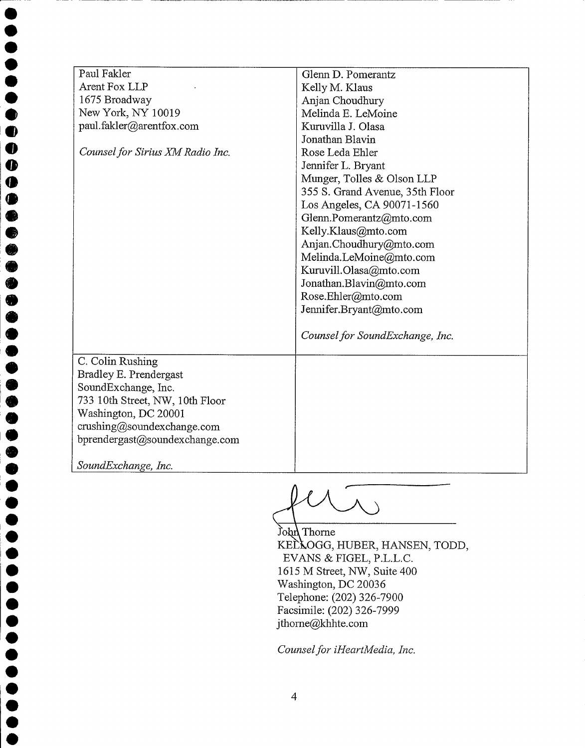| | |
|---|---|
| Paul Fakler<br>Arent Fox LLP<br>1675 Broadway<br>New York, NY 10019<br>paul.fakler@arentfox.com<br><br>*Counsel for Sirius XM Radio Inc.* | Glenn D. Pomerantz<br>Kelly M. Klaus<br>Anjan Choudhury<br>Melinda E. LeMoine<br>Kuruvilla J. Olasa<br>Jonathan Blavin<br>Rose Leda Ehler<br>Jennifer L. Bryant<br>Munger, Tolles & Olson LLP<br>355 S. Grand Avenue, 35th Floor<br>Los Angeles, CA 90071-1560<br>Glenn.Pomerantz@mto.com<br>Kelly.Klaus@mto.com<br>Anjan.Choudhury@mto.com<br>Melinda.LeMoine@mto.com<br>Kuruvill.Olasa@mto.com<br>Jonathan.Blavin@mto.com<br>Rose.Ehler@mto.com<br>Jennifer.Bryant@mto.com<br><br>*Counsel for SoundExchange, Inc.* |
| C. Colin Rushing<br>Bradley E. Prendergast<br>SoundExchange, Inc.<br>733 10th Street, NW, 10th Floor<br>Washington, DC 20001<br>crushing@soundexchange.com<br>bprendergast@soundexchange.com<br><br>*SoundExchange, Inc.* | |

John Thorne
KELLOGG, HUBER, HANSEN, TODD, EVANS & FIGEL, P.L.L.C.
1615 M Street, NW, Suite 400
Washington, DC 20036
Telephone: (202) 326-7900
Facsimile: (202) 326-7999
jthorne@khhte.com

*Counsel for iHeartMedia, Inc.*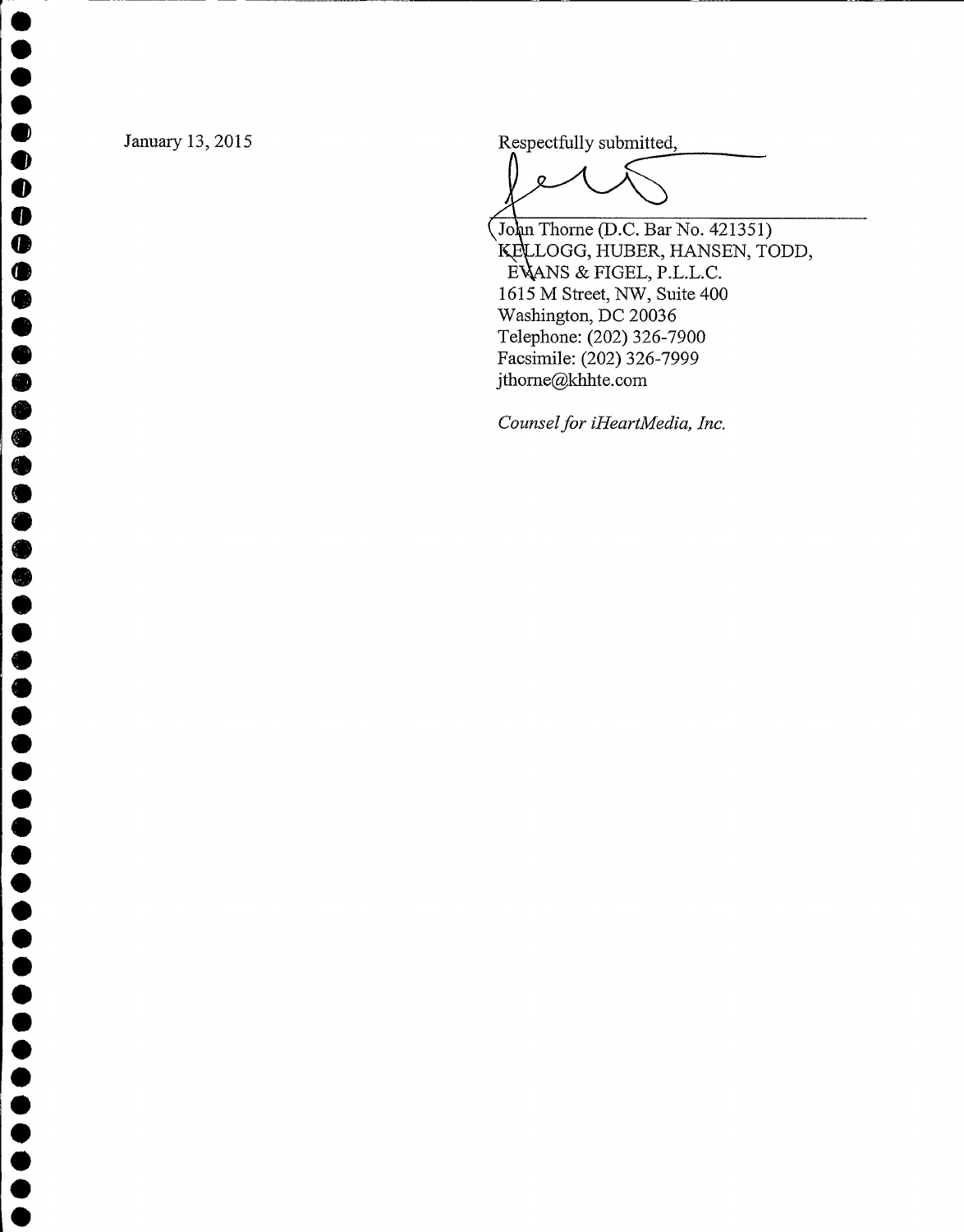January 13, 2015

Respectfully submitted,

John Thorne (D.C. Bar No. 421351)
KELLOGG, HUBER, HANSEN, TODD,
EVANS & FIGEL, P.L.L.C.
1615 M Street, NW, Suite 400
Washington, DC 20036
Telephone: (202) 326-7900
Facsimile: (202) 326-7999
jthorne@khhte.com

*Counsel for iHeartMedia, Inc.*